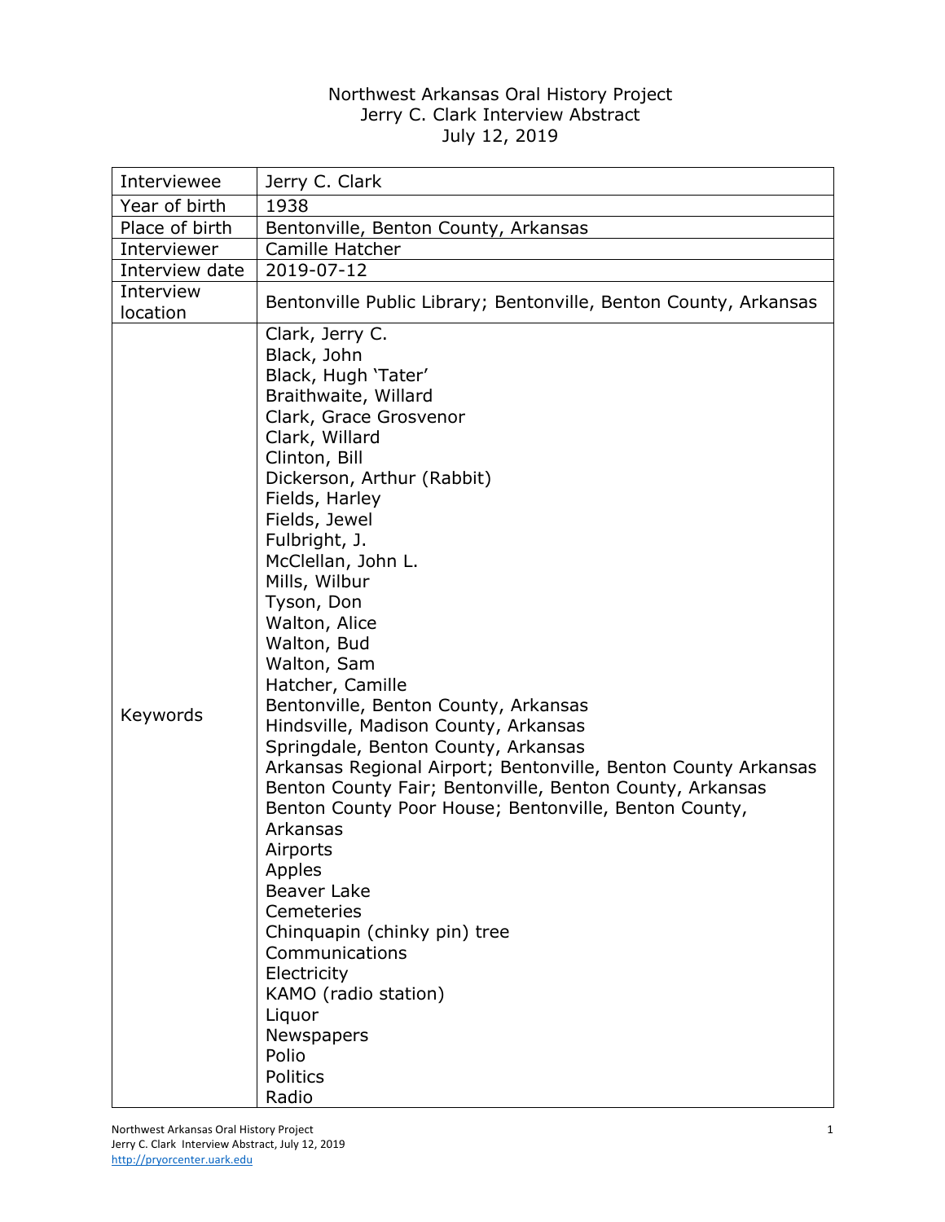Northwest Arkansas Oral History Project
Jerry C. Clark Interview Abstract
July 12, 2019

| | |
|---|---|
| Interviewee | Jerry C. Clark |
| Year of birth | 1938 |
| Place of birth | Bentonville, Benton County, Arkansas |
| Interviewer | Camille Hatcher |
| Interview date | 2019-07-12 |
| Interview location | Bentonville Public Library; Bentonville, Benton County, Arkansas |
| Keywords | Clark, Jerry C.<br>Black, John<br>Black, Hugh 'Tater'<br>Braithwaite, Willard<br>Clark, Grace Grosvenor<br>Clark, Willard<br>Clinton, Bill<br>Dickerson, Arthur (Rabbit)<br>Fields, Harley<br>Fields, Jewel<br>Fulbright, J.<br>McClellan, John L.<br>Mills, Wilbur<br>Tyson, Don<br>Walton, Alice<br>Walton, Bud<br>Walton, Sam<br>Hatcher, Camille<br>Bentonville, Benton County, Arkansas<br>Hindsville, Madison County, Arkansas<br>Springdale, Benton County, Arkansas<br>Arkansas Regional Airport; Bentonville, Benton County Arkansas<br>Benton County Fair; Bentonville, Benton County, Arkansas<br>Benton County Poor House; Bentonville, Benton County, Arkansas<br>Airports<br>Apples<br>Beaver Lake<br>Cemeteries<br>Chinquapin (chinky pin) tree<br>Communications<br>Electricity<br>KAMO (radio station)<br>Liquor<br>Newspapers<br>Polio<br>Politics<br>Radio |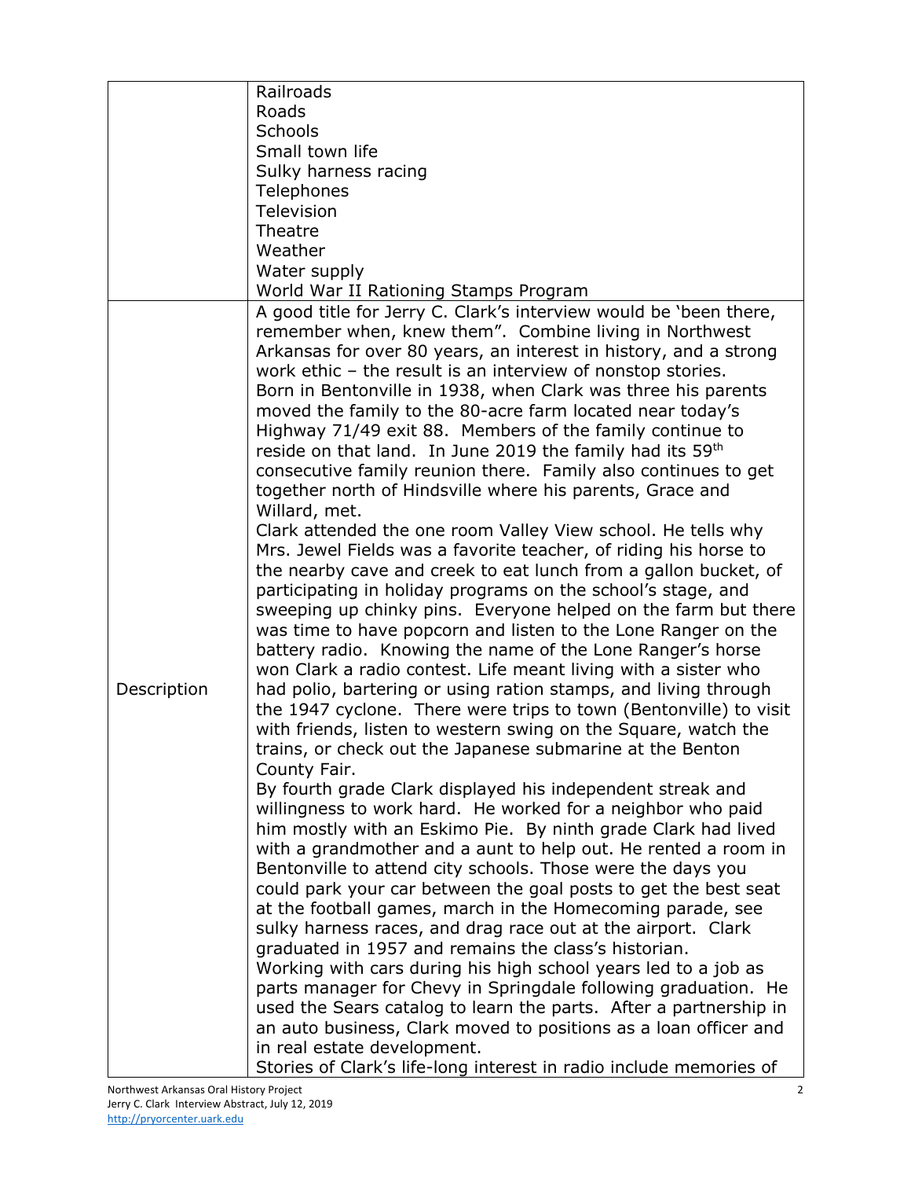|  | Railroads<br>Roads<br>Schools<br>Small town life<br>Sulky harness racing<br>Telephones<br>Television<br>Theatre<br>Weather<br>Water supply<br>World War II Rationing Stamps Program |
| --- | --- |
| Description | A good title for Jerry C. Clark's interview would be 'been there, remember when, knew them". Combine living in Northwest Arkansas for over 80 years, an interest in history, and a strong work ethic – the result is an interview of nonstop stories.<br>Born in Bentonville in 1938, when Clark was three his parents moved the family to the 80-acre farm located near today's Highway 71/49 exit 88. Members of the family continue to reside on that land. In June 2019 the family had its 59th consecutive family reunion there. Family also continues to get together north of Hindsville where his parents, Grace and Willard, met.<br>Clark attended the one room Valley View school. He tells why Mrs. Jewel Fields was a favorite teacher, of riding his horse to the nearby cave and creek to eat lunch from a gallon bucket, of participating in holiday programs on the school's stage, and sweeping up chinky pins. Everyone helped on the farm but there was time to have popcorn and listen to the Lone Ranger on the battery radio. Knowing the name of the Lone Ranger's horse won Clark a radio contest. Life meant living with a sister who had polio, bartering or using ration stamps, and living through the 1947 cyclone. There were trips to town (Bentonville) to visit with friends, listen to western swing on the Square, watch the trains, or check out the Japanese submarine at the Benton County Fair.<br>By fourth grade Clark displayed his independent streak and willingness to work hard. He worked for a neighbor who paid him mostly with an Eskimo Pie. By ninth grade Clark had lived with a grandmother and a aunt to help out. He rented a room in Bentonville to attend city schools. Those were the days you could park your car between the goal posts to get the best seat at the football games, march in the Homecoming parade, see sulky harness races, and drag race out at the airport. Clark graduated in 1957 and remains the class's historian.<br>Working with cars during his high school years led to a job as parts manager for Chevy in Springdale following graduation. He used the Sears catalog to learn the parts. After a partnership in an auto business, Clark moved to positions as a loan officer and in real estate development.<br>Stories of Clark's life-long interest in radio include memories of |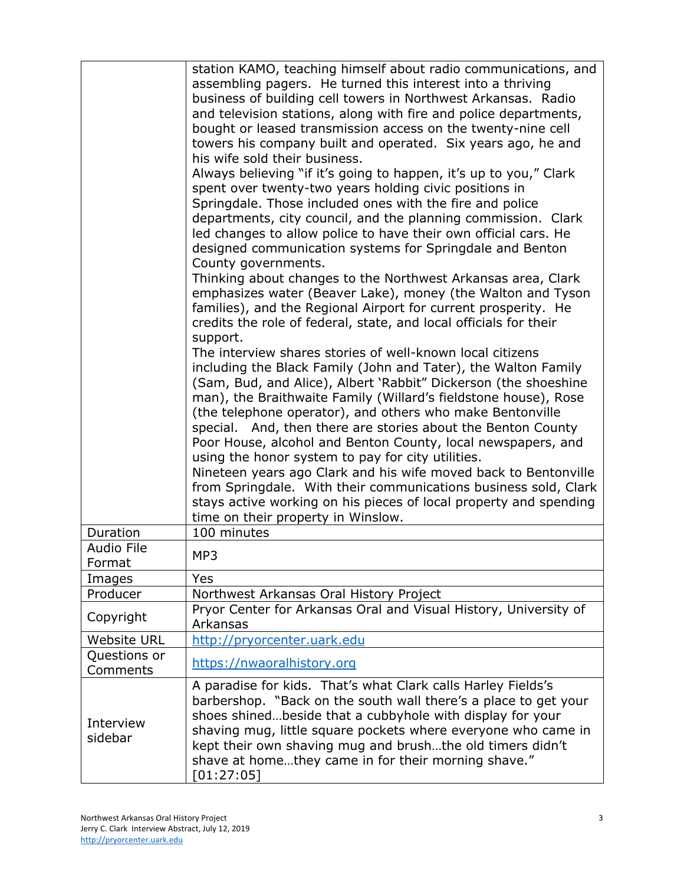| | |
|---|---|
| | station KAMO, teaching himself about radio communications, and assembling pagers. He turned this interest into a thriving business of building cell towers in Northwest Arkansas. Radio and television stations, along with fire and police departments, bought or leased transmission access on the twenty-nine cell towers his company built and operated. Six years ago, he and his wife sold their business.<br>Always believing "if it's going to happen, it's up to you," Clark spent over twenty-two years holding civic positions in Springdale. Those included ones with the fire and police departments, city council, and the planning commission. Clark led changes to allow police to have their own official cars. He designed communication systems for Springdale and Benton County governments.<br>Thinking about changes to the Northwest Arkansas area, Clark emphasizes water (Beaver Lake), money (the Walton and Tyson families), and the Regional Airport for current prosperity. He credits the role of federal, state, and local officials for their support.<br>The interview shares stories of well-known local citizens including the Black Family (John and Tater), the Walton Family (Sam, Bud, and Alice), Albert 'Rabbit" Dickerson (the shoeshine man), the Braithwaite Family (Willard's fieldstone house), Rose (the telephone operator), and others who make Bentonville special. And, then there are stories about the Benton County Poor House, alcohol and Benton County, local newspapers, and using the honor system to pay for city utilities.<br>Nineteen years ago Clark and his wife moved back to Bentonville from Springdale. With their communications business sold, Clark stays active working on his pieces of local property and spending time on their property in Winslow. |
| Duration | 100 minutes |
| Audio File Format | MP3 |
| Images | Yes |
| Producer | Northwest Arkansas Oral History Project |
| Copyright | Pryor Center for Arkansas Oral and Visual History, University of Arkansas |
| Website URL | http://pryorcenter.uark.edu |
| Questions or Comments | https://nwaoralhistory.org |
| Interview sidebar | A paradise for kids. That's what Clark calls Harley Fields's barbershop. "Back on the south wall there's a place to get your shoes shined…beside that a cubbyhole with display for your shaving mug, little square pockets where everyone who came in kept their own shaving mug and brush…the old timers didn't shave at home…they came in for their morning shave." [01:27:05] |